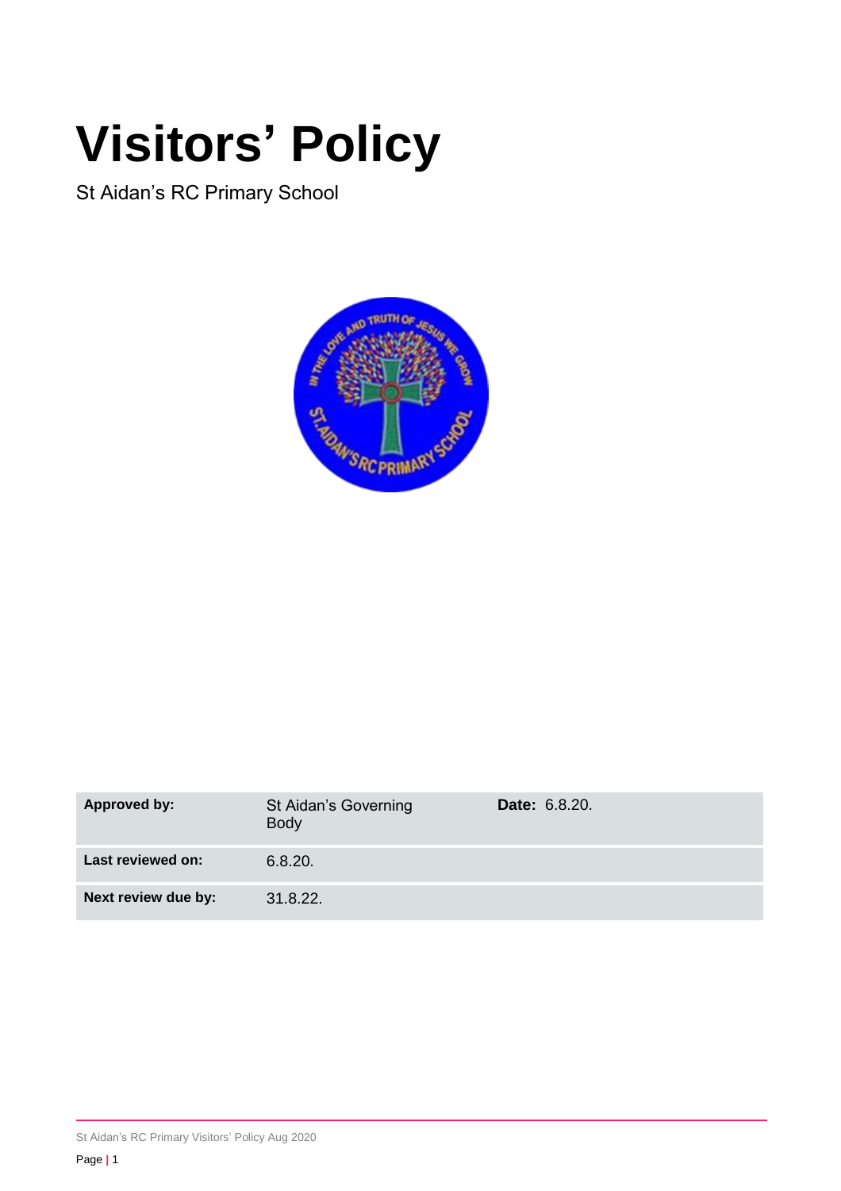# Visitors' Policy

St Aidan's RC Primary School

| **Approved by:** | St Aidan's Governing Body | **Date:** 6.8.20. |
|---|---|---|
| **Last reviewed on:** | 6.8.20. | |
| **Next review due by:** | 31.8.22. | |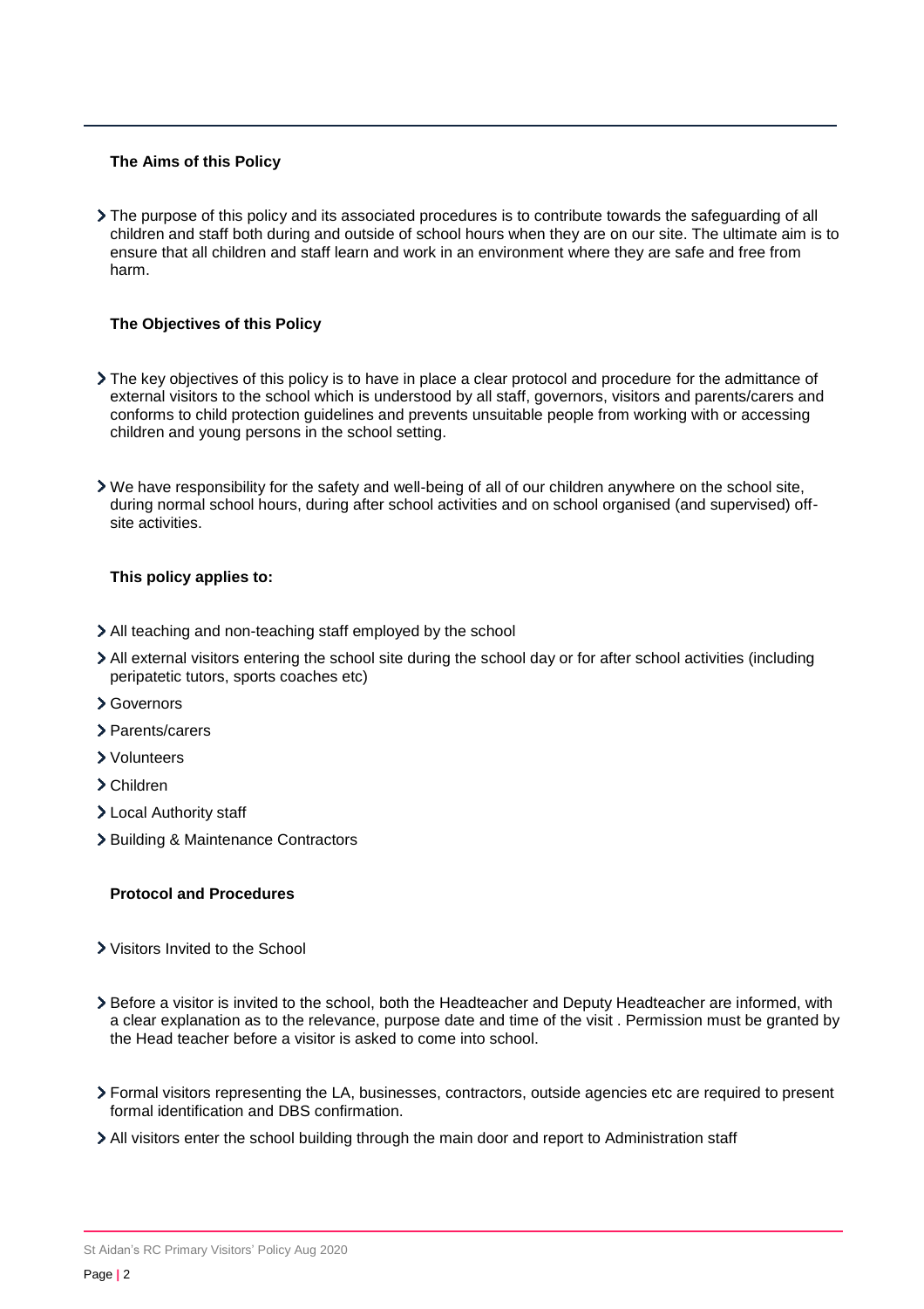### The Aims of this Policy

- The purpose of this policy and its associated procedures is to contribute towards the safeguarding of all children and staff both during and outside of school hours when they are on our site. The ultimate aim is to ensure that all children and staff learn and work in an environment where they are safe and free from harm.

### The Objectives of this Policy

- The key objectives of this policy is to have in place a clear protocol and procedure for the admittance of external visitors to the school which is understood by all staff, governors, visitors and parents/carers and conforms to child protection guidelines and prevents unsuitable people from working with or accessing children and young persons in the school setting.
- We have responsibility for the safety and well-being of all of our children anywhere on the school site, during normal school hours, during after school activities and on school organised (and supervised) off-site activities.

### This policy applies to:

- All teaching and non-teaching staff employed by the school
- All external visitors entering the school site during the school day or for after school activities (including peripatetic tutors, sports coaches etc)
- Governors
- Parents/carers
- Volunteers
- Children
- Local Authority staff
- Building & Maintenance Contractors

### Protocol and Procedures

- Visitors Invited to the School
- Before a visitor is invited to the school, both the Headteacher and Deputy Headteacher are informed, with a clear explanation as to the relevance, purpose date and time of the visit . Permission must be granted by the Head teacher before a visitor is asked to come into school.
- Formal visitors representing the LA, businesses, contractors, outside agencies etc are required to present formal identification and DBS confirmation.
- All visitors enter the school building through the main door and report to Administration staff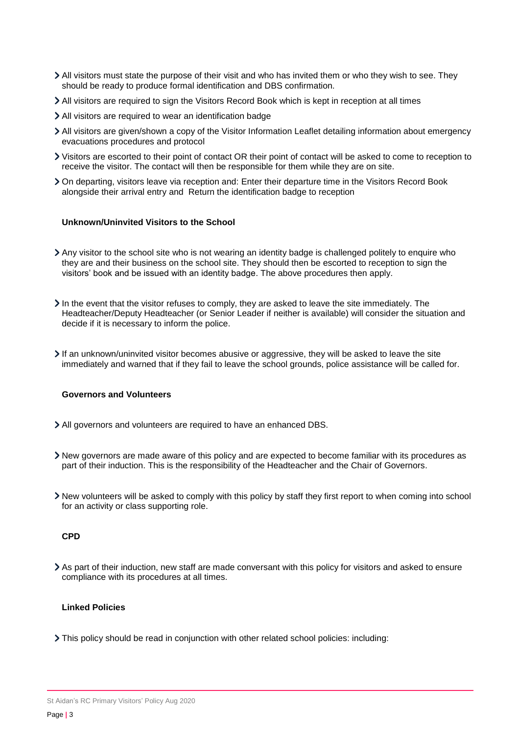- All visitors must state the purpose of their visit and who has invited them or who they wish to see. They should be ready to produce formal identification and DBS confirmation.
- All visitors are required to sign the Visitors Record Book which is kept in reception at all times
- All visitors are required to wear an identification badge
- All visitors are given/shown a copy of the Visitor Information Leaflet detailing information about emergency evacuations procedures and protocol
- Visitors are escorted to their point of contact OR their point of contact will be asked to come to reception to receive the visitor. The contact will then be responsible for them while they are on site.
- On departing, visitors leave via reception and: Enter their departure time in the Visitors Record Book alongside their arrival entry and Return the identification badge to reception

### Unknown/Uninvited Visitors to the School

- Any visitor to the school site who is not wearing an identity badge is challenged politely to enquire who they are and their business on the school site. They should then be escorted to reception to sign the visitors' book and be issued with an identity badge. The above procedures then apply.
- In the event that the visitor refuses to comply, they are asked to leave the site immediately. The Headteacher/Deputy Headteacher (or Senior Leader if neither is available) will consider the situation and decide if it is necessary to inform the police.
- If an unknown/uninvited visitor becomes abusive or aggressive, they will be asked to leave the site immediately and warned that if they fail to leave the school grounds, police assistance will be called for.

### Governors and Volunteers

- All governors and volunteers are required to have an enhanced DBS.
- New governors are made aware of this policy and are expected to become familiar with its procedures as part of their induction. This is the responsibility of the Headteacher and the Chair of Governors.
- New volunteers will be asked to comply with this policy by staff they first report to when coming into school for an activity or class supporting role.

### CPD

- As part of their induction, new staff are made conversant with this policy for visitors and asked to ensure compliance with its procedures at all times.

### Linked Policies

- This policy should be read in conjunction with other related school policies: including: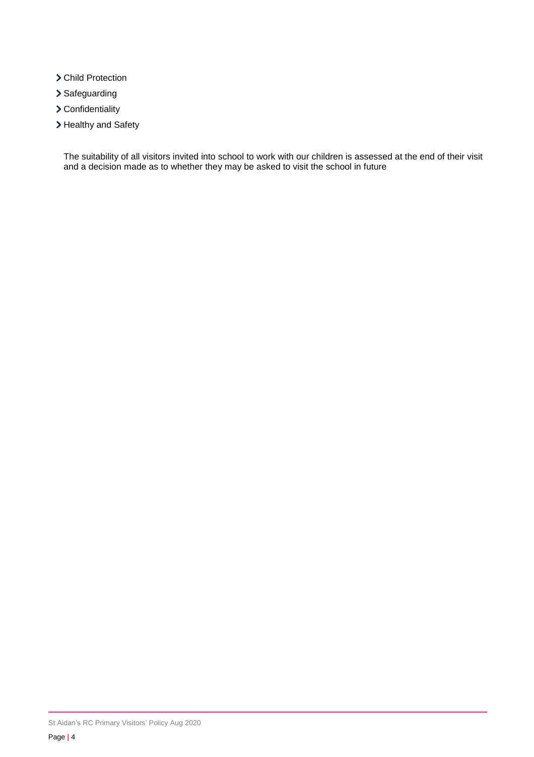- Child Protection
- Safeguarding
- Confidentiality
- Healthy and Safety

The suitability of all visitors invited into school to work with our children is assessed at the end of their visit and a decision made as to whether they may be asked to visit the school in future